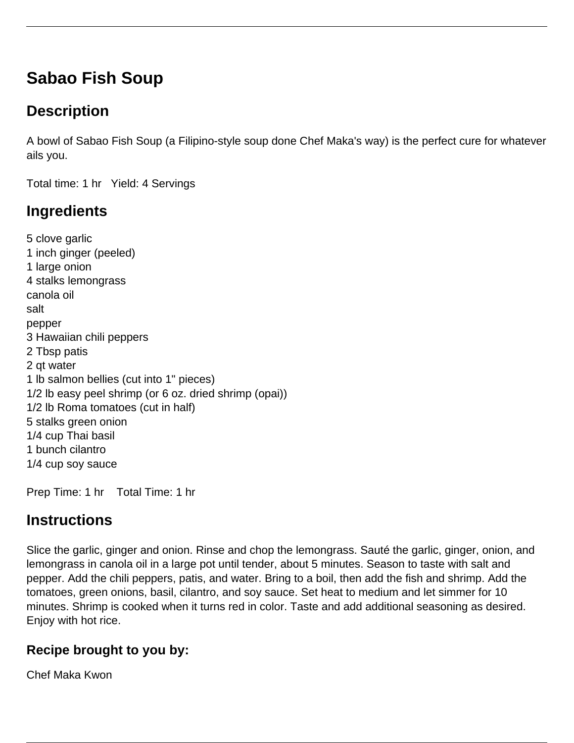# Sabao Fish Soup

## Description

A bowl of Sabao Fish Soup (a Filipino-style soup done Chef Maka's way) is the perfect cure for whatever ails you.

Total time: 1 hr   Yield: 4 Servings

## Ingredients

5 clove garlic
1 inch ginger (peeled)
1 large onion
4 stalks lemongrass
canola oil
salt
pepper
3 Hawaiian chili peppers
2 Tbsp patis
2 qt water
1 lb salmon bellies (cut into 1" pieces)
1/2 lb easy peel shrimp (or 6 oz. dried shrimp (opai))
1/2 lb Roma tomatoes (cut in half)
5 stalks green onion
1/4 cup Thai basil
1 bunch cilantro
1/4 cup soy sauce

Prep Time: 1 hr   Total Time: 1 hr

## Instructions

Slice the garlic, ginger and onion. Rinse and chop the lemongrass. Sauté the garlic, ginger, onion, and lemongrass in canola oil in a large pot until tender, about 5 minutes. Season to taste with salt and pepper. Add the chili peppers, patis, and water. Bring to a boil, then add the fish and shrimp. Add the tomatoes, green onions, basil, cilantro, and soy sauce. Set heat to medium and let simmer for 10 minutes. Shrimp is cooked when it turns red in color. Taste and add additional seasoning as desired. Enjoy with hot rice.

### Recipe brought to you by:

Chef Maka Kwon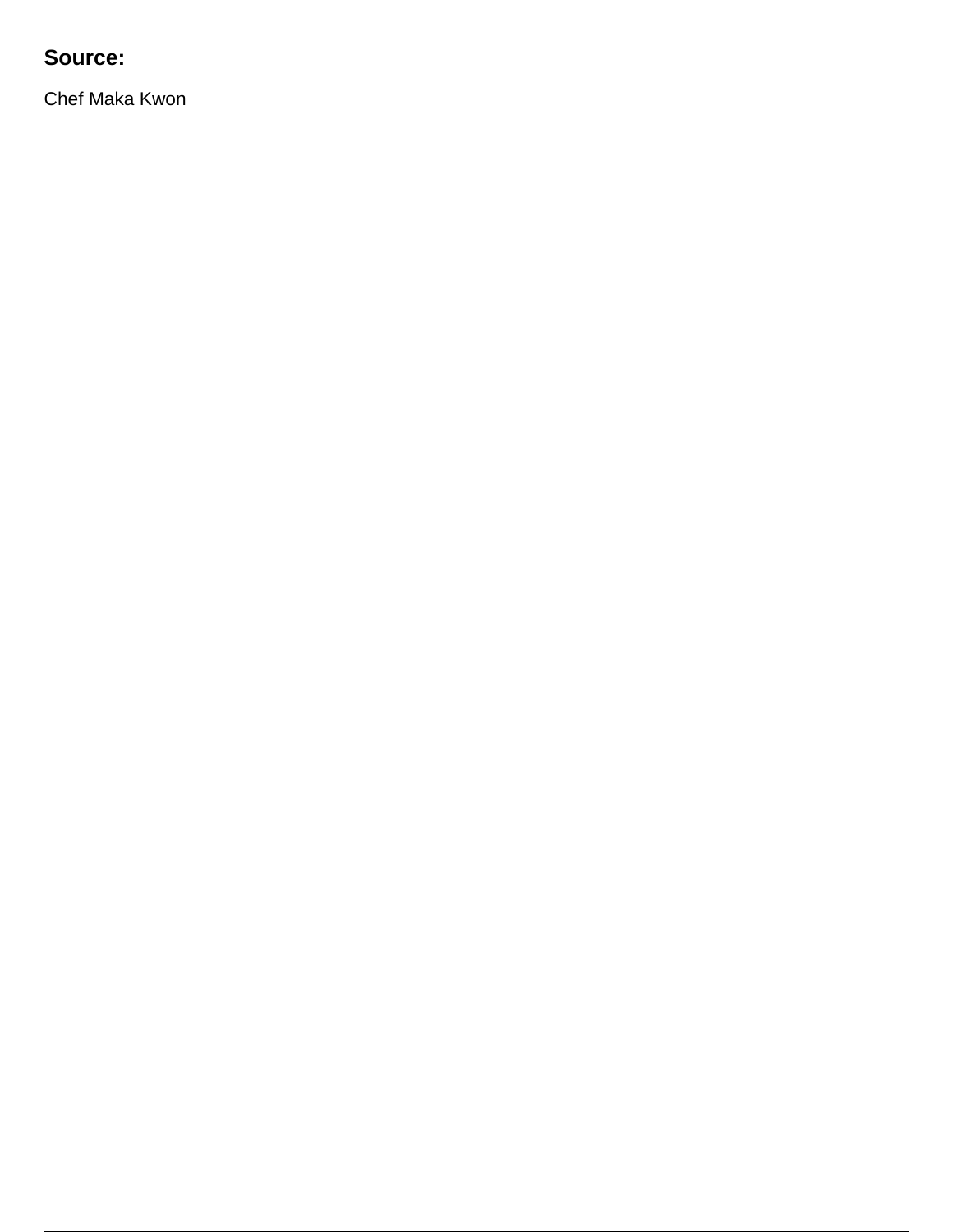## Source:

Chef Maka Kwon